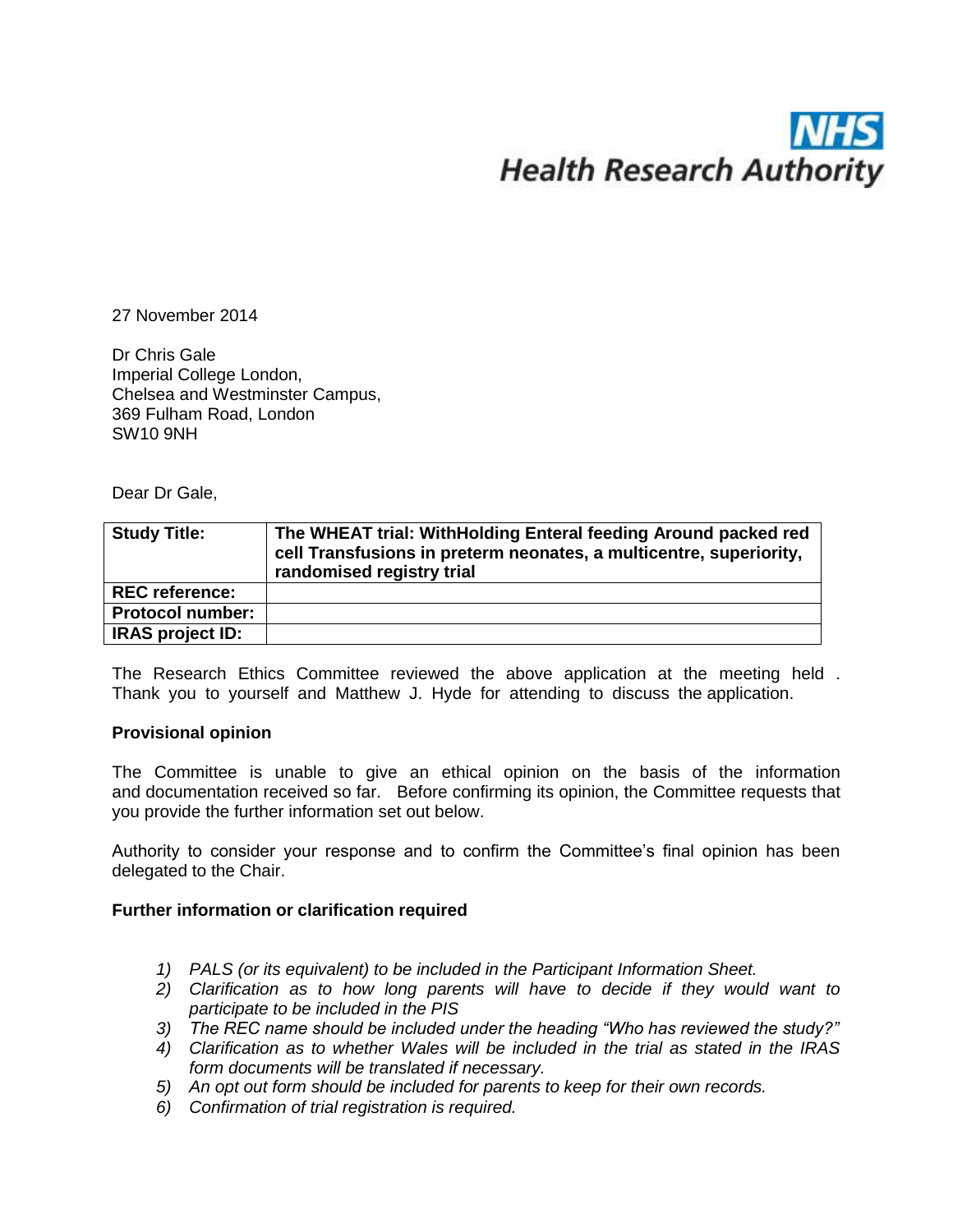NHS
Health Research Authority

27 November 2014

Dr Chris Gale
Imperial College London,
Chelsea and Westminster Campus,
369 Fulham Road, London
SW10 9NH

Dear Dr Gale,

| **Study Title:** | **The WHEAT trial: WithHolding Enteral feeding Around packed red cell Transfusions in preterm neonates, a multicentre, superiority, randomised registry trial** |
|---|---|
| **REC reference:** | |
| **Protocol number:** | |
| **IRAS project ID:** | |

The Research Ethics Committee reviewed the above application at the meeting held . Thank you to yourself and Matthew J. Hyde for attending to discuss the application.

**Provisional opinion**

The Committee is unable to give an ethical opinion on the basis of the information and documentation received so far. Before confirming its opinion, the Committee requests that you provide the further information set out below.

Authority to consider your response and to confirm the Committee's final opinion has been delegated to the Chair.

**Further information or clarification required**

1) *PALS (or its equivalent) to be included in the Participant Information Sheet.*
2) *Clarification as to how long parents will have to decide if they would want to participate to be included in the PIS*
3) *The REC name should be included under the heading "Who has reviewed the study?"*
4) *Clarification as to whether Wales will be included in the trial as stated in the IRAS form documents will be translated if necessary.*
5) *An opt out form should be included for parents to keep for their own records.*
6) *Confirmation of trial registration is required.*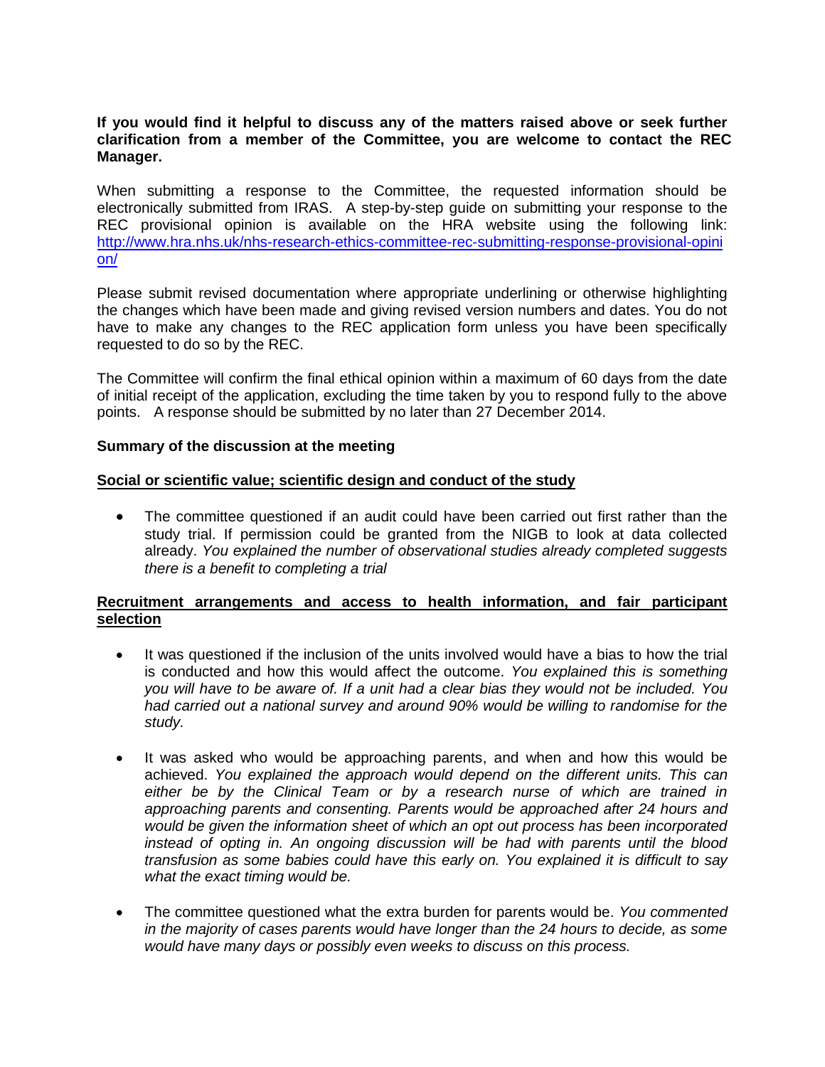**If you would find it helpful to discuss any of the matters raised above or seek further clarification from a member of the Committee, you are welcome to contact the REC Manager.**

When submitting a response to the Committee, the requested information should be electronically submitted from IRAS. A step-by-step guide on submitting your response to the REC provisional opinion is available on the HRA website using the following link: [http://www.hra.nhs.uk/nhs-research-ethics-committee-rec-submitting-response-provisional-opinion/](http://www.hra.nhs.uk/nhs-research-ethics-committee-rec-submitting-response-provisional-opinion/)

Please submit revised documentation where appropriate underlining or otherwise highlighting the changes which have been made and giving revised version numbers and dates. You do not have to make any changes to the REC application form unless you have been specifically requested to do so by the REC.

The Committee will confirm the final ethical opinion within a maximum of 60 days from the date of initial receipt of the application, excluding the time taken by you to respond fully to the above points. A response should be submitted by no later than 27 December 2014.

**Summary of the discussion at the meeting**

**Social or scientific value; scientific design and conduct of the study**

- The committee questioned if an audit could have been carried out first rather than the study trial. If permission could be granted from the NIGB to look at data collected already. *You explained the number of observational studies already completed suggests there is a benefit to completing a trial*

**Recruitment arrangements and access to health information, and fair participant selection**

- It was questioned if the inclusion of the units involved would have a bias to how the trial is conducted and how this would affect the outcome. *You explained this is something you will have to be aware of. If a unit had a clear bias they would not be included. You had carried out a national survey and around 90% would be willing to randomise for the study.*

- It was asked who would be approaching parents, and when and how this would be achieved. *You explained the approach would depend on the different units. This can either be by the Clinical Team or by a research nurse of which are trained in approaching parents and consenting. Parents would be approached after 24 hours and would be given the information sheet of which an opt out process has been incorporated instead of opting in. An ongoing discussion will be had with parents until the blood transfusion as some babies could have this early on. You explained it is difficult to say what the exact timing would be.*

- The committee questioned what the extra burden for parents would be. *You commented in the majority of cases parents would have longer than the 24 hours to decide, as some would have many days or possibly even weeks to discuss on this process.*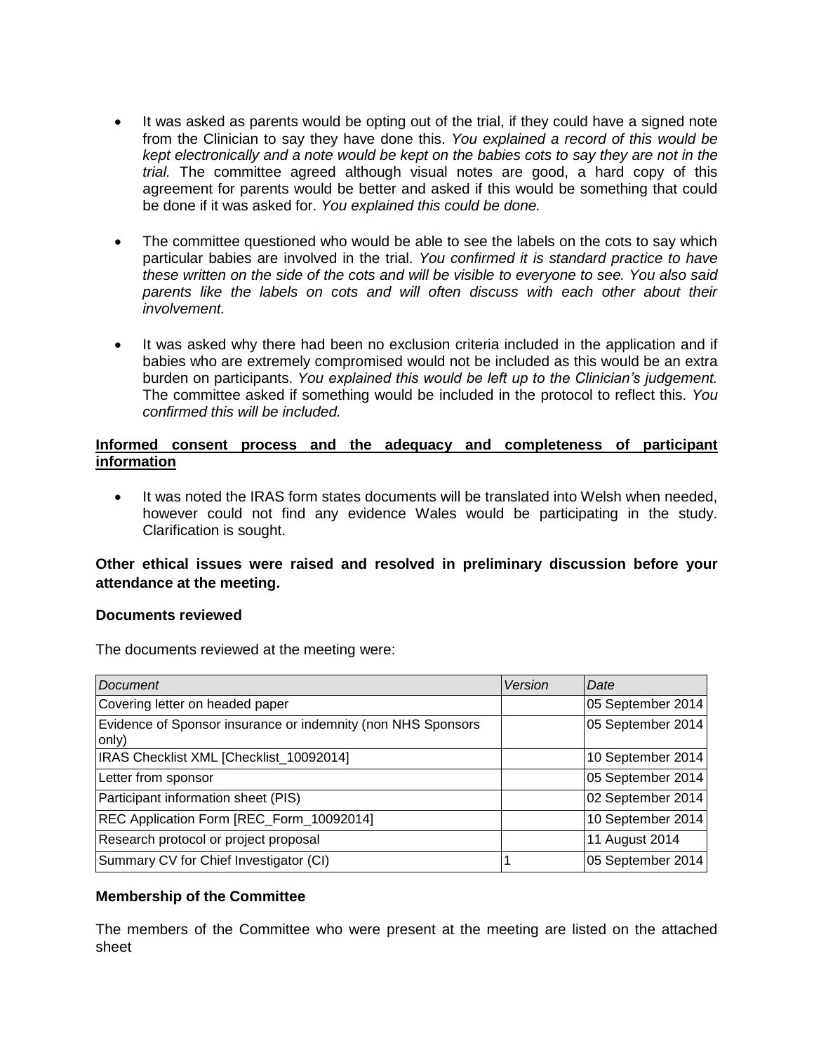- It was asked as parents would be opting out of the trial, if they could have a signed note from the Clinician to say they have done this. *You explained a record of this would be kept electronically and a note would be kept on the babies cots to say they are not in the trial.* The committee agreed although visual notes are good, a hard copy of this agreement for parents would be better and asked if this would be something that could be done if it was asked for. *You explained this could be done.*

- The committee questioned who would be able to see the labels on the cots to say which particular babies are involved in the trial. *You confirmed it is standard practice to have these written on the side of the cots and will be visible to everyone to see. You also said parents like the labels on cots and will often discuss with each other about their involvement.*

- It was asked why there had been no exclusion criteria included in the application and if babies who are extremely compromised would not be included as this would be an extra burden on participants. *You explained this would be left up to the Clinician's judgement.* The committee asked if something would be included in the protocol to reflect this. *You confirmed this will be included.*

**<u>Informed consent process and the adequacy and completeness of participant information</u>**

- It was noted the IRAS form states documents will be translated into Welsh when needed, however could not find any evidence Wales would be participating in the study. Clarification is sought.

**Other ethical issues were raised and resolved in preliminary discussion before your attendance at the meeting.**

**Documents reviewed**

The documents reviewed at the meeting were:

| *Document* | *Version* | *Date* |
|---|---|---|
| Covering letter on headed paper | | 05 September 2014 |
| Evidence of Sponsor insurance or indemnity (non NHS Sponsors only) | | 05 September 2014 |
| IRAS Checklist XML [Checklist_10092014] | | 10 September 2014 |
| Letter from sponsor | | 05 September 2014 |
| Participant information sheet (PIS) | | 02 September 2014 |
| REC Application Form [REC_Form_10092014] | | 10 September 2014 |
| Research protocol or project proposal | | 11 August 2014 |
| Summary CV for Chief Investigator (CI) | 1 | 05 September 2014 |

**Membership of the Committee**

The members of the Committee who were present at the meeting are listed on the attached sheet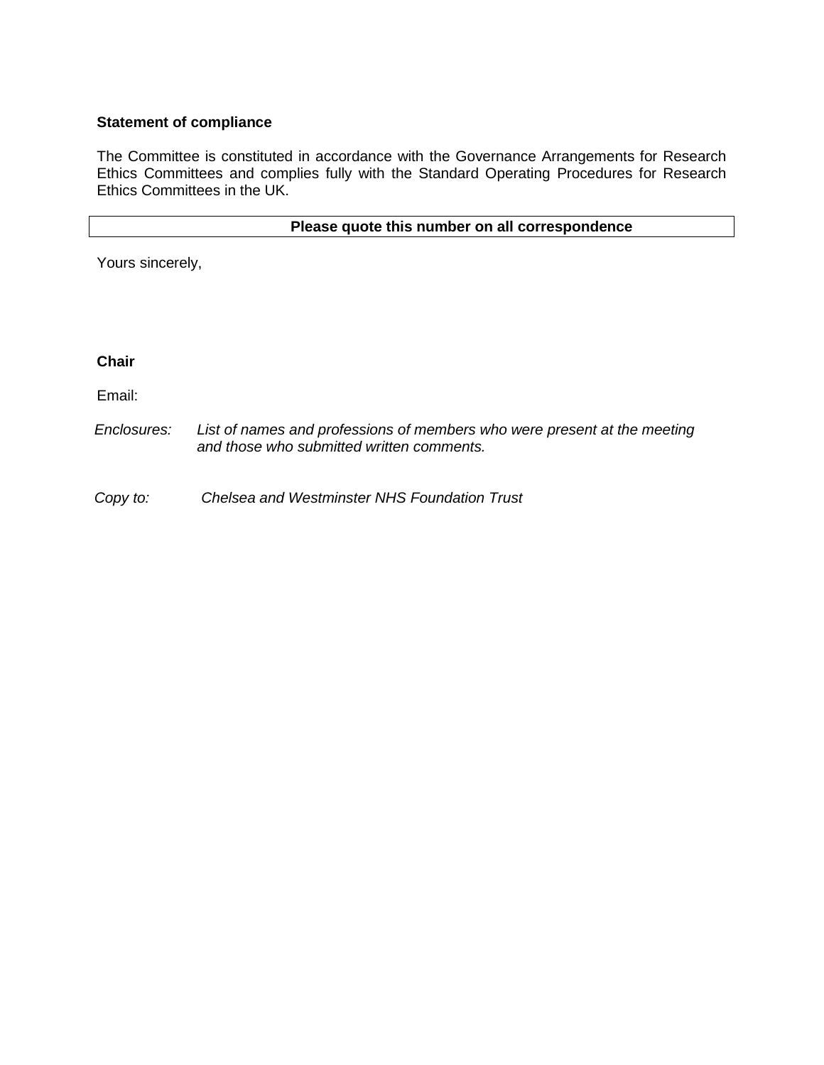**Statement of compliance**

The Committee is constituted in accordance with the Governance Arrangements for Research Ethics Committees and complies fully with the Standard Operating Procedures for Research Ethics Committees in the UK.

| **Please quote this number on all correspondence** |
|---|

Yours sincerely,

**Chair**

Email:

*Enclosures:* *List of names and professions of members who were present at the meeting and those who submitted written comments.*

*Copy to:* *Chelsea and Westminster NHS Foundation Trust*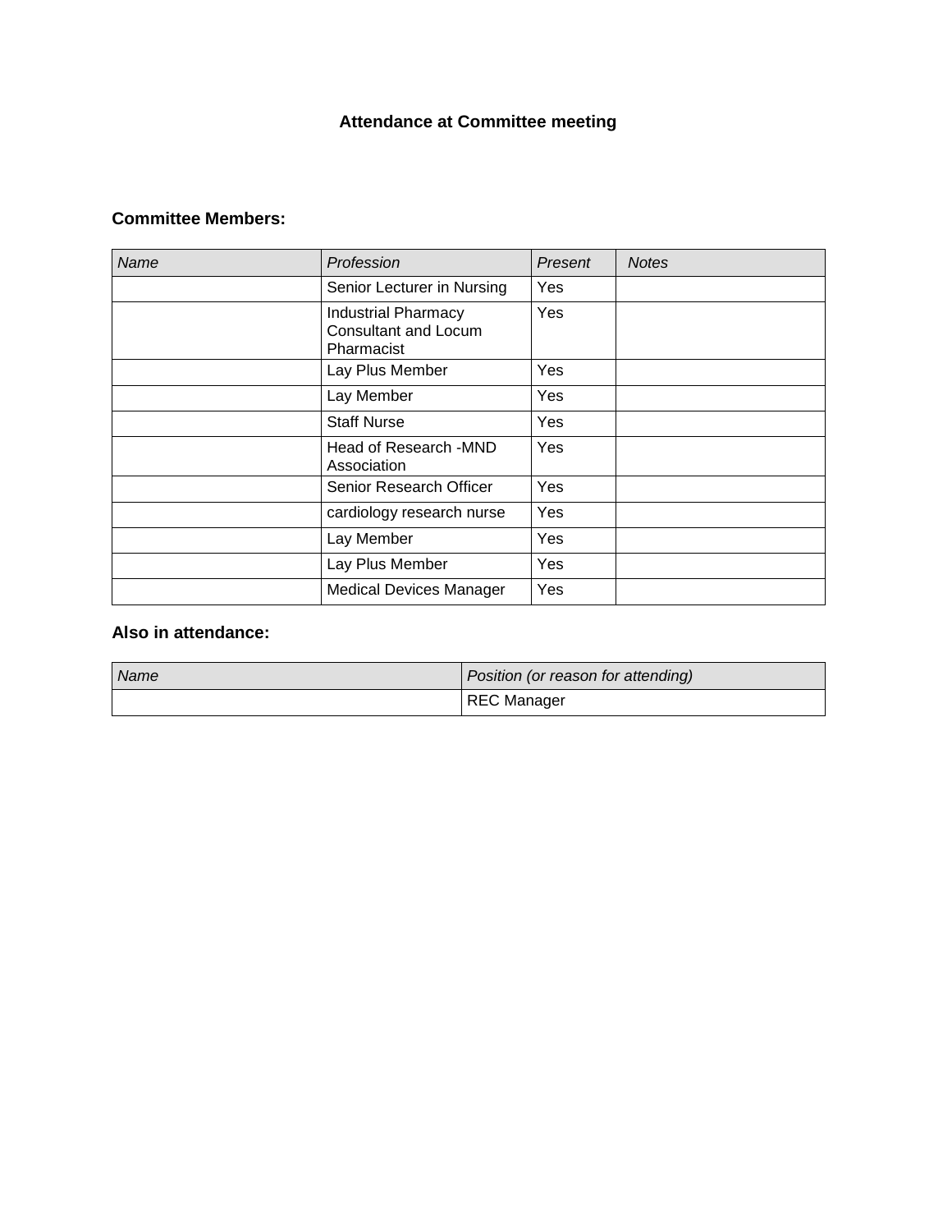**Attendance at Committee meeting**

## Committee Members:

| *Name* | *Profession* | *Present* | *Notes* |
|---|---|---|---|
| | Senior Lecturer in Nursing | Yes | |
| | Industrial Pharmacy Consultant and Locum Pharmacist | Yes | |
| | Lay Plus Member | Yes | |
| | Lay Member | Yes | |
| | Staff Nurse | Yes | |
| | Head of Research -MND Association | Yes | |
| | Senior Research Officer | Yes | |
| | cardiology research nurse | Yes | |
| | Lay Member | Yes | |
| | Lay Plus Member | Yes | |
| | Medical Devices Manager | Yes | |

## Also in attendance:

| *Name* | *Position (or reason for attending)* |
|---|---|
| | REC Manager |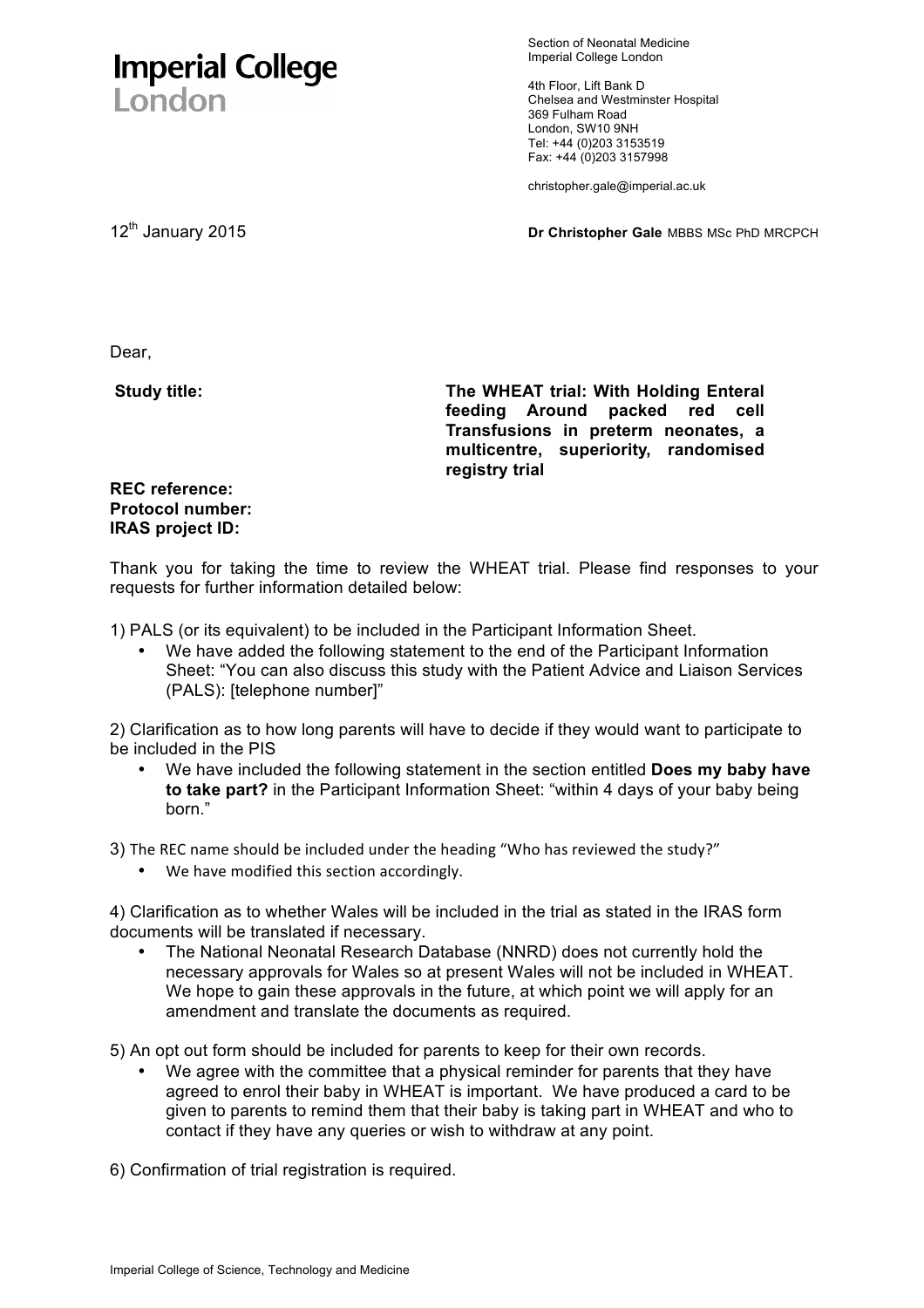**Imperial College London**

Section of Neonatal Medicine
Imperial College London

4th Floor, Lift Bank D
Chelsea and Westminster Hospital
369 Fulham Road
London, SW10 9NH
Tel: +44 (0)203 3153519
Fax: +44 (0)203 3157998

christopher.gale@imperial.ac.uk

12th January 2015

**Dr Christopher Gale** MBBS MSc PhD MRCPCH

Dear,

| | |
|---|---|
| **Study title:** | **The WHEAT trial: With Holding Enteral feeding Around packed red cell Transfusions in preterm neonates, a multicentre, superiority, randomised registry trial** |

**REC reference:**
**Protocol number:**
**IRAS project ID:**

Thank you for taking the time to review the WHEAT trial. Please find responses to your requests for further information detailed below:

1) PALS (or its equivalent) to be included in the Participant Information Sheet.

- We have added the following statement to the end of the Participant Information Sheet: "You can also discuss this study with the Patient Advice and Liaison Services (PALS): [telephone number]"

2) Clarification as to how long parents will have to decide if they would want to participate to be included in the PIS

- We have included the following statement in the section entitled **Does my baby have to take part?** in the Participant Information Sheet: "within 4 days of your baby being born."

3) The REC name should be included under the heading "Who has reviewed the study?"

- We have modified this section accordingly.

4) Clarification as to whether Wales will be included in the trial as stated in the IRAS form documents will be translated if necessary.

- The National Neonatal Research Database (NNRD) does not currently hold the necessary approvals for Wales so at present Wales will not be included in WHEAT. We hope to gain these approvals in the future, at which point we will apply for an amendment and translate the documents as required.

5) An opt out form should be included for parents to keep for their own records.

- We agree with the committee that a physical reminder for parents that they have agreed to enrol their baby in WHEAT is important. We have produced a card to be given to parents to remind them that their baby is taking part in WHEAT and who to contact if they have any queries or wish to withdraw at any point.

6) Confirmation of trial registration is required.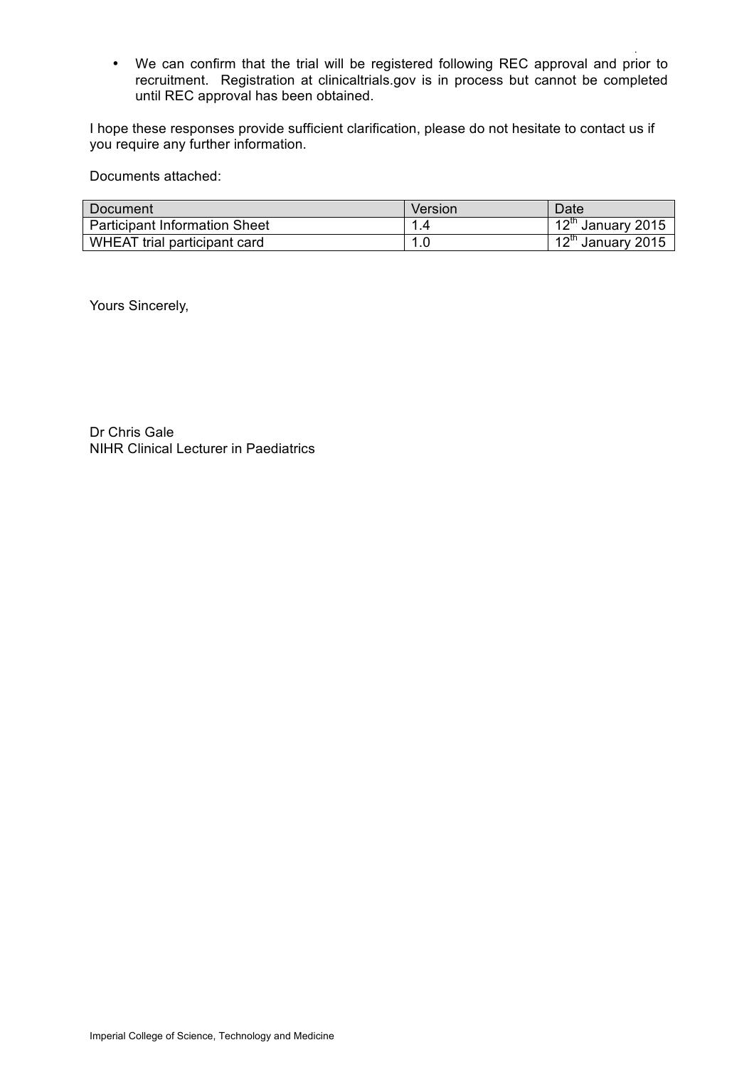- We can confirm that the trial will be registered following REC approval and prior to recruitment. Registration at clinicaltrials.gov is in process but cannot be completed until REC approval has been obtained.

I hope these responses provide sufficient clarification, please do not hesitate to contact us if you require any further information.

Documents attached:

| Document | Version | Date |
|---|---|---|
| Participant Information Sheet | 1.4 | 12th January 2015 |
| WHEAT trial participant card | 1.0 | 12th January 2015 |

Yours Sincerely,

Dr Chris Gale
NIHR Clinical Lecturer in Paediatrics

Imperial College of Science, Technology and Medicine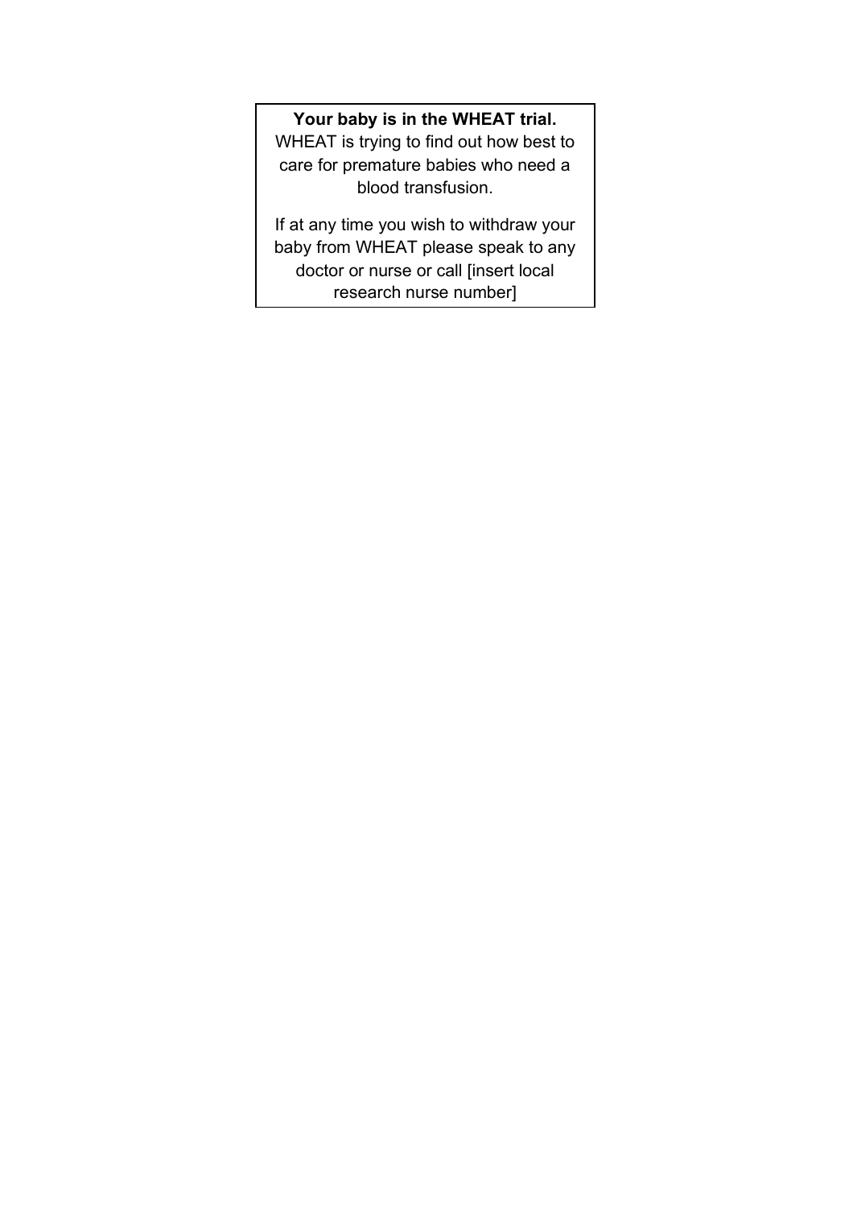**Your baby is in the WHEAT trial.**

WHEAT is trying to find out how best to care for premature babies who need a blood transfusion.

If at any time you wish to withdraw your baby from WHEAT please speak to any doctor or nurse or call [insert local research nurse number]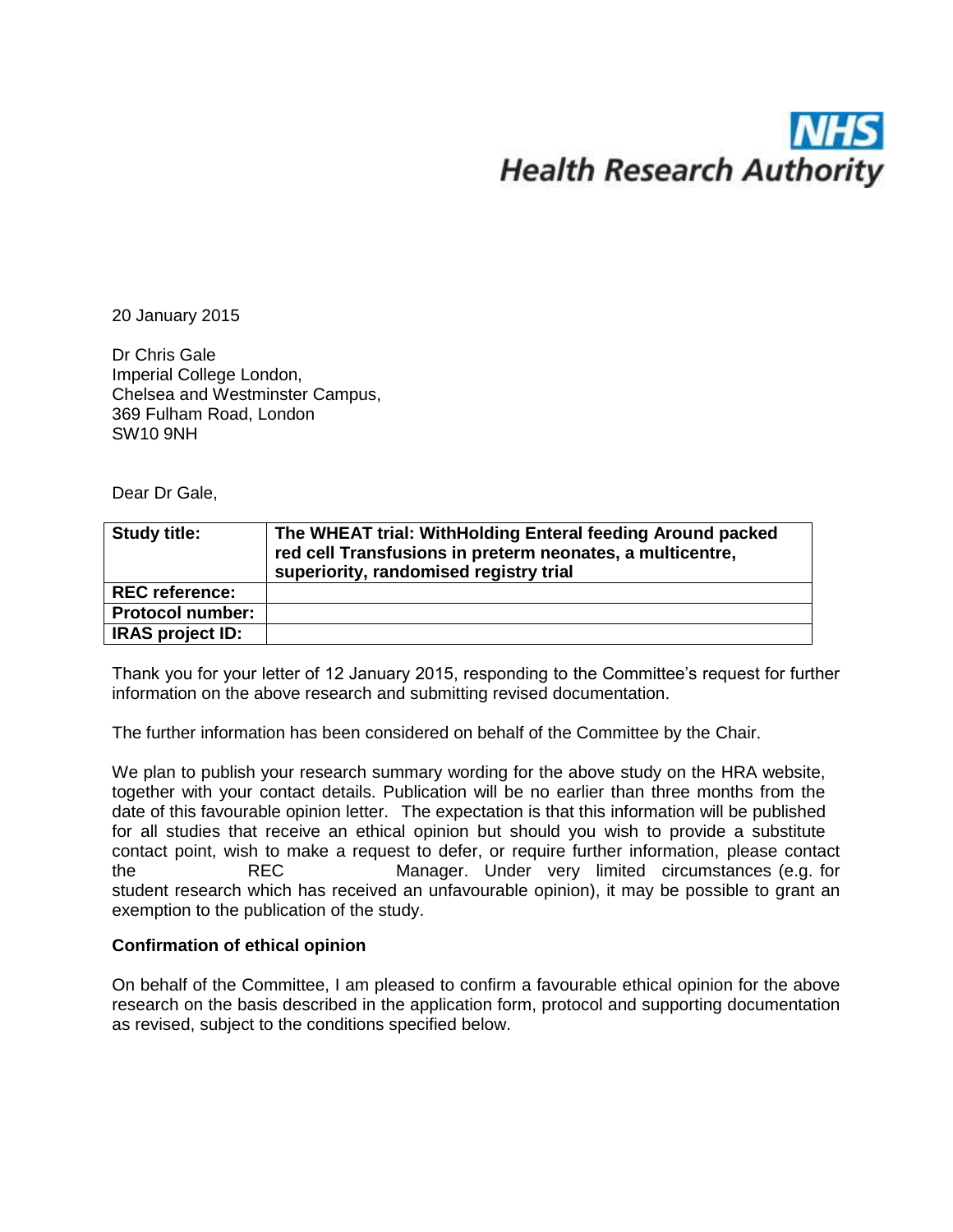NHS Health Research Authority

20 January 2015

Dr Chris Gale
Imperial College London,
Chelsea and Westminster Campus,
369 Fulham Road, London
SW10 9NH

Dear Dr Gale,

| **Study title:** | **The WHEAT trial: WithHolding Enteral feeding Around packed red cell Transfusions in preterm neonates, a multicentre, superiority, randomised registry trial** |
|---|---|
| **REC reference:** | |
| **Protocol number:** | |
| **IRAS project ID:** | |

Thank you for your letter of 12 January 2015, responding to the Committee's request for further information on the above research and submitting revised documentation.

The further information has been considered on behalf of the Committee by the Chair.

We plan to publish your research summary wording for the above study on the HRA website, together with your contact details. Publication will be no earlier than three months from the date of this favourable opinion letter. The expectation is that this information will be published for all studies that receive an ethical opinion but should you wish to provide a substitute contact point, wish to make a request to defer, or require further information, please contact the REC Manager. Under very limited circumstances (e.g. for student research which has received an unfavourable opinion), it may be possible to grant an exemption to the publication of the study.

**Confirmation of ethical opinion**

On behalf of the Committee, I am pleased to confirm a favourable ethical opinion for the above research on the basis described in the application form, protocol and supporting documentation as revised, subject to the conditions specified below.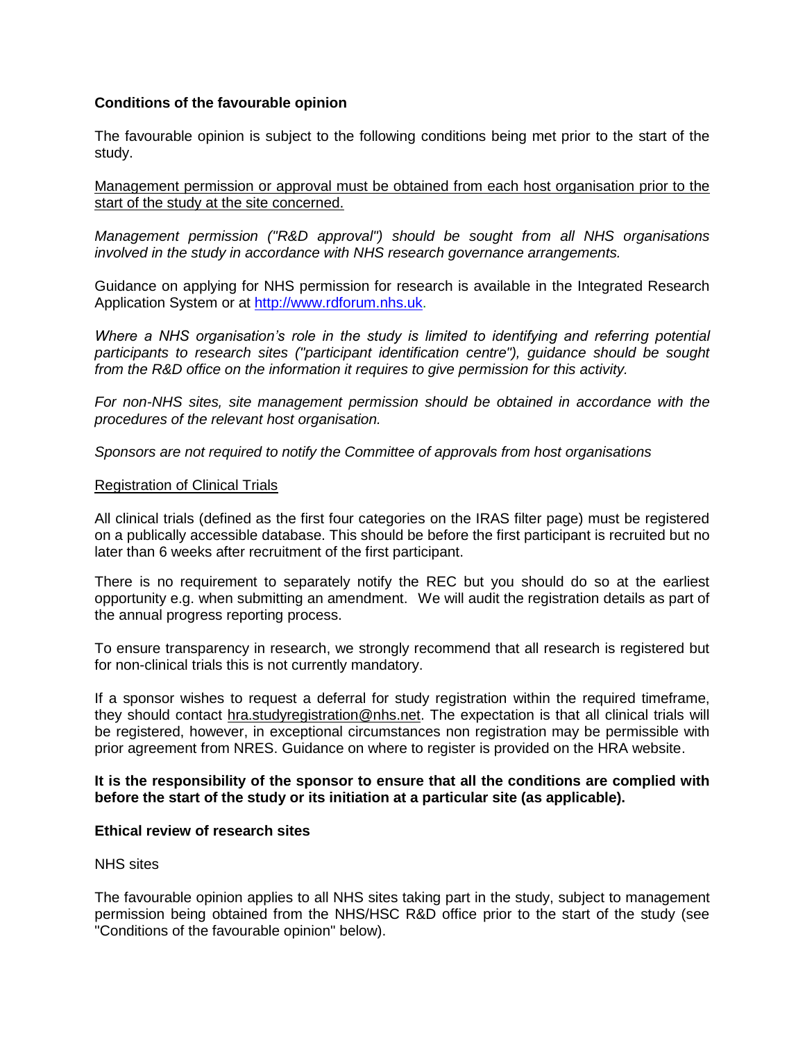**Conditions of the favourable opinion**

The favourable opinion is subject to the following conditions being met prior to the start of the study.

Management permission or approval must be obtained from each host organisation prior to the start of the study at the site concerned.

*Management permission ("R&D approval") should be sought from all NHS organisations involved in the study in accordance with NHS research governance arrangements.*

Guidance on applying for NHS permission for research is available in the Integrated Research Application System or at http://www.rdforum.nhs.uk.

*Where a NHS organisation's role in the study is limited to identifying and referring potential participants to research sites ("participant identification centre"), guidance should be sought from the R&D office on the information it requires to give permission for this activity.*

*For non-NHS sites, site management permission should be obtained in accordance with the procedures of the relevant host organisation.*

*Sponsors are not required to notify the Committee of approvals from host organisations*

Registration of Clinical Trials

All clinical trials (defined as the first four categories on the IRAS filter page) must be registered on a publically accessible database. This should be before the first participant is recruited but no later than 6 weeks after recruitment of the first participant.

There is no requirement to separately notify the REC but you should do so at the earliest opportunity e.g. when submitting an amendment. We will audit the registration details as part of the annual progress reporting process.

To ensure transparency in research, we strongly recommend that all research is registered but for non-clinical trials this is not currently mandatory.

If a sponsor wishes to request a deferral for study registration within the required timeframe, they should contact hra.studyregistration@nhs.net. The expectation is that all clinical trials will be registered, however, in exceptional circumstances non registration may be permissible with prior agreement from NRES. Guidance on where to register is provided on the HRA website.

**It is the responsibility of the sponsor to ensure that all the conditions are complied with before the start of the study or its initiation at a particular site (as applicable).**

**Ethical review of research sites**

NHS sites

The favourable opinion applies to all NHS sites taking part in the study, subject to management permission being obtained from the NHS/HSC R&D office prior to the start of the study (see "Conditions of the favourable opinion" below).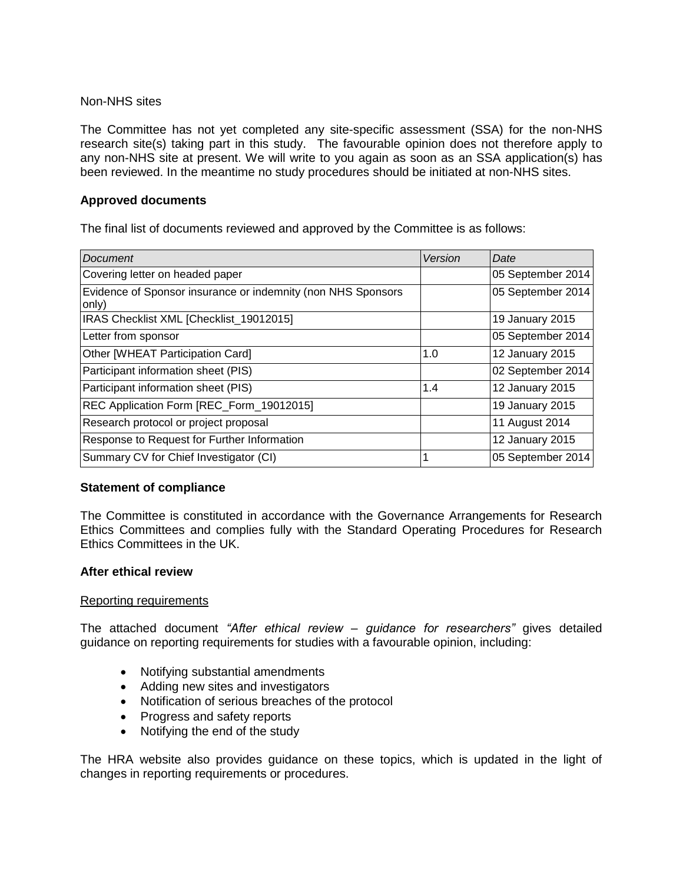Non-NHS sites

The Committee has not yet completed any site-specific assessment (SSA) for the non-NHS research site(s) taking part in this study. The favourable opinion does not therefore apply to any non-NHS site at present. We will write to you again as soon as an SSA application(s) has been reviewed. In the meantime no study procedures should be initiated at non-NHS sites.

**Approved documents**

The final list of documents reviewed and approved by the Committee is as follows:

| *Document* | *Version* | *Date* |
|---|---|---|
| Covering letter on headed paper | | 05 September 2014 |
| Evidence of Sponsor insurance or indemnity (non NHS Sponsors only) | | 05 September 2014 |
| IRAS Checklist XML [Checklist_19012015] | | 19 January 2015 |
| Letter from sponsor | | 05 September 2014 |
| Other [WHEAT Participation Card] | 1.0 | 12 January 2015 |
| Participant information sheet (PIS) | | 02 September 2014 |
| Participant information sheet (PIS) | 1.4 | 12 January 2015 |
| REC Application Form [REC_Form_19012015] | | 19 January 2015 |
| Research protocol or project proposal | | 11 August 2014 |
| Response to Request for Further Information | | 12 January 2015 |
| Summary CV for Chief Investigator (CI) | 1 | 05 September 2014 |

**Statement of compliance**

The Committee is constituted in accordance with the Governance Arrangements for Research Ethics Committees and complies fully with the Standard Operating Procedures for Research Ethics Committees in the UK.

**After ethical review**

Reporting requirements

The attached document *"After ethical review – guidance for researchers"* gives detailed guidance on reporting requirements for studies with a favourable opinion, including:

- Notifying substantial amendments
- Adding new sites and investigators
- Notification of serious breaches of the protocol
- Progress and safety reports
- Notifying the end of the study

The HRA website also provides guidance on these topics, which is updated in the light of changes in reporting requirements or procedures.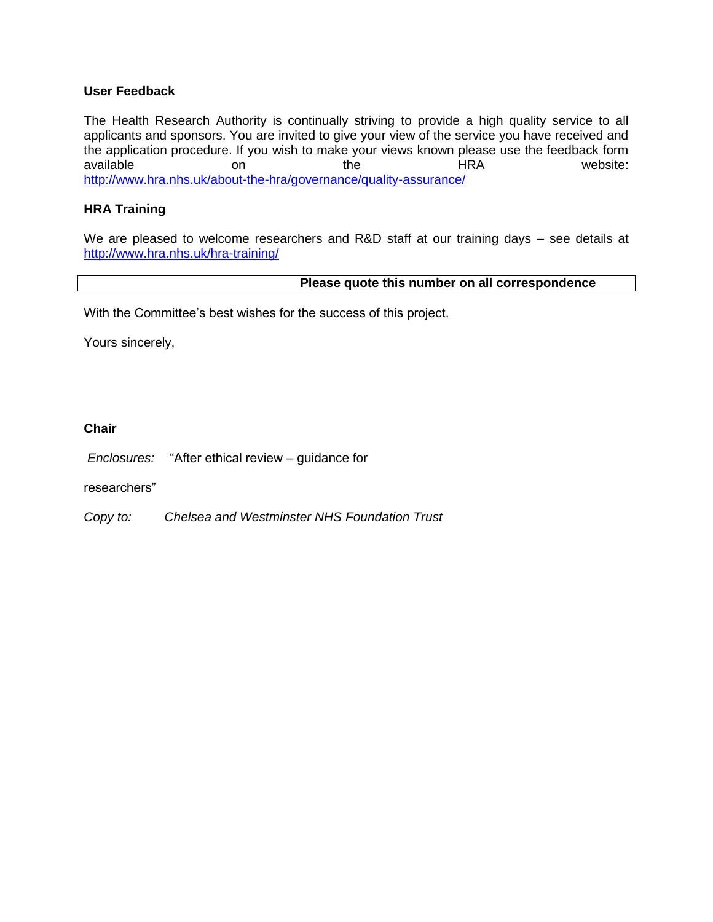**User Feedback**

The Health Research Authority is continually striving to provide a high quality service to all applicants and sponsors. You are invited to give your view of the service you have received and the application procedure. If you wish to make your views known please use the feedback form available on the HRA website: http://www.hra.nhs.uk/about-the-hra/governance/quality-assurance/

**HRA Training**

We are pleased to welcome researchers and R&D staff at our training days – see details at http://www.hra.nhs.uk/hra-training/

| | |
|---|---|
| | **Please quote this number on all correspondence** |

With the Committee's best wishes for the success of this project.

Yours sincerely,

**Chair**

*Enclosures:* "After ethical review – guidance for researchers"

*Copy to:* *Chelsea and Westminster NHS Foundation Trust*